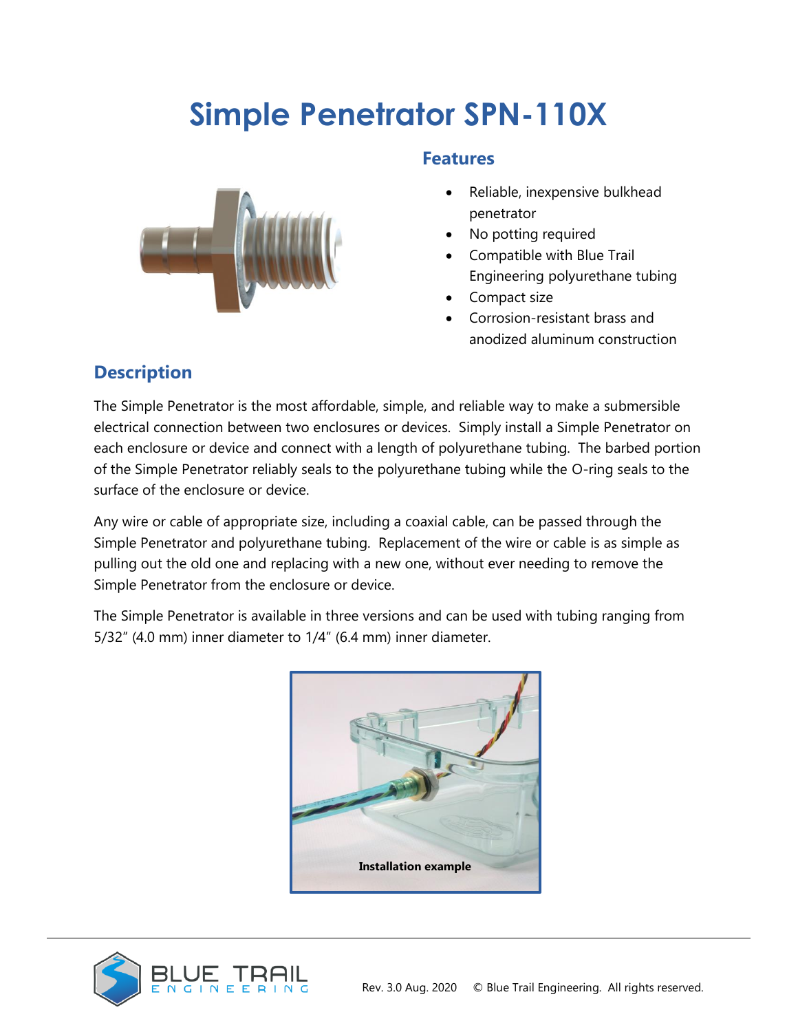# Simple Penetrator SPN-110X

## Features

- Reliable, inexpensive bulkhead penetrator
- No potting required
- Compatible with Blue Trail Engineering polyurethane tubing
- Compact size
- Corrosion-resistant brass and anodized aluminum construction

## Description

The Simple Penetrator is the most affordable, simple, and reliable way to make a submersible electrical connection between two enclosures or devices. Simply install a Simple Penetrator on each enclosure or device and connect with a length of polyurethane tubing. The barbed portion of the Simple Penetrator reliably seals to the polyurethane tubing while the O-ring seals to the surface of the enclosure or device.

Any wire or cable of appropriate size, including a coaxial cable, can be passed through the Simple Penetrator and polyurethane tubing. Replacement of the wire or cable is as simple as pulling out the old one and replacing with a new one, without ever needing to remove the Simple Penetrator from the enclosure or device.

The Simple Penetrator is available in three versions and can be used with tubing ranging from 5/32" (4.0 mm) inner diameter to 1/4" (6.4 mm) inner diameter.

**Installation example**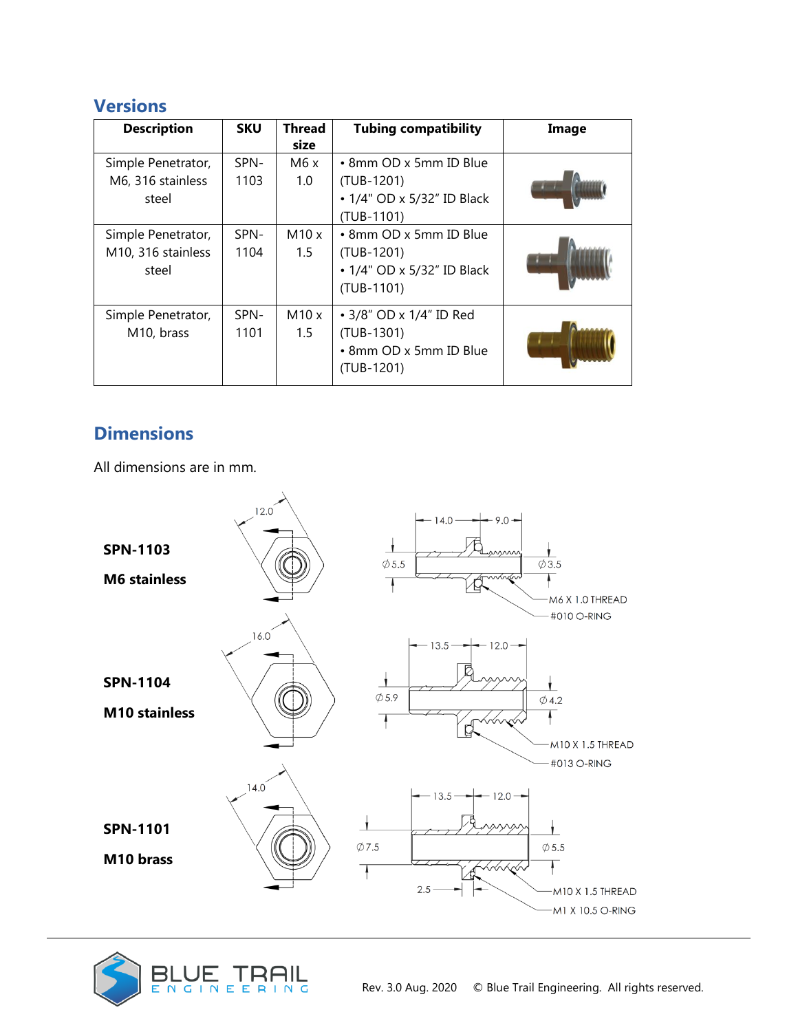## Versions

| Description | SKU | Thread size | Tubing compatibility | Image |
|---|---|---|---|---|
| Simple Penetrator, M6, 316 stainless steel | SPN-1103 | M6 x 1.0 | • 8mm OD x 5mm ID Blue (TUB-1201) • 1/4" OD x 5/32" ID Black (TUB-1101) | |
| Simple Penetrator, M10, 316 stainless steel | SPN-1104 | M10 x 1.5 | • 8mm OD x 5mm ID Blue (TUB-1201) • 1/4" OD x 5/32" ID Black (TUB-1101) | |
| Simple Penetrator, M10, brass | SPN-1101 | M10 x 1.5 | • 3/8" OD x 1/4" ID Red (TUB-1301) • 8mm OD x 5mm ID Blue (TUB-1201) | |

## Dimensions

All dimensions are in mm.

**SPN-1103**

**M6 stainless**

12.0
14.0
9.0
∅5.5
∅3.5
M6 X 1.0 THREAD
#010 O-RING

**SPN-1104**

**M10 stainless**

16.0
13.5
12.0
∅5.9
∅4.2
M10 X 1.5 THREAD
#013 O-RING

**SPN-1101**

**M10 brass**

14.0
13.5
12.0
∅7.5
∅5.5
2.5
M10 X 1.5 THREAD
M1 X 10.5 O-RING

Rev. 3.0 Aug. 2020 © Blue Trail Engineering. All rights reserved.